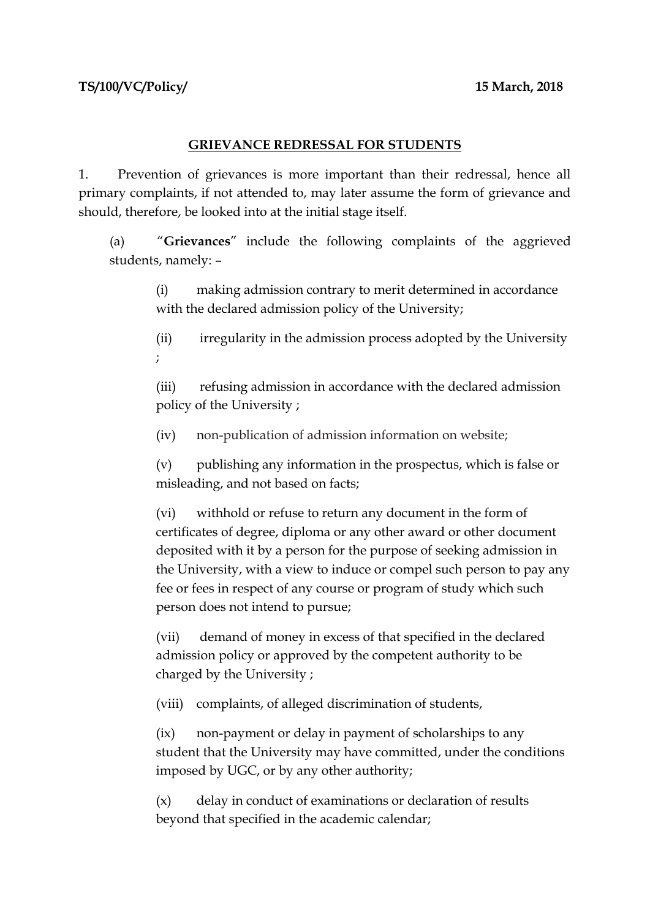**TS/100/VC/Policy/** **15 March, 2018**

## GRIEVANCE REDRESSAL FOR STUDENTS

1. Prevention of grievances is more important than their redressal, hence all primary complaints, if not attended to, may later assume the form of grievance and should, therefore, be looked into at the initial stage itself.

(a) "**Grievances**" include the following complaints of the aggrieved students, namely: –

(i) making admission contrary to merit determined in accordance with the declared admission policy of the University;

(ii) irregularity in the admission process adopted by the University ;

(iii) refusing admission in accordance with the declared admission policy of the University ;

(iv) non-publication of admission information on website;

(v) publishing any information in the prospectus, which is false or misleading, and not based on facts;

(vi) withhold or refuse to return any document in the form of certificates of degree, diploma or any other award or other document deposited with it by a person for the purpose of seeking admission in the University, with a view to induce or compel such person to pay any fee or fees in respect of any course or program of study which such person does not intend to pursue;

(vii) demand of money in excess of that specified in the declared admission policy or approved by the competent authority to be charged by the University ;

(viii) complaints, of alleged discrimination of students,

(ix) non-payment or delay in payment of scholarships to any student that the University may have committed, under the conditions imposed by UGC, or by any other authority;

(x) delay in conduct of examinations or declaration of results beyond that specified in the academic calendar;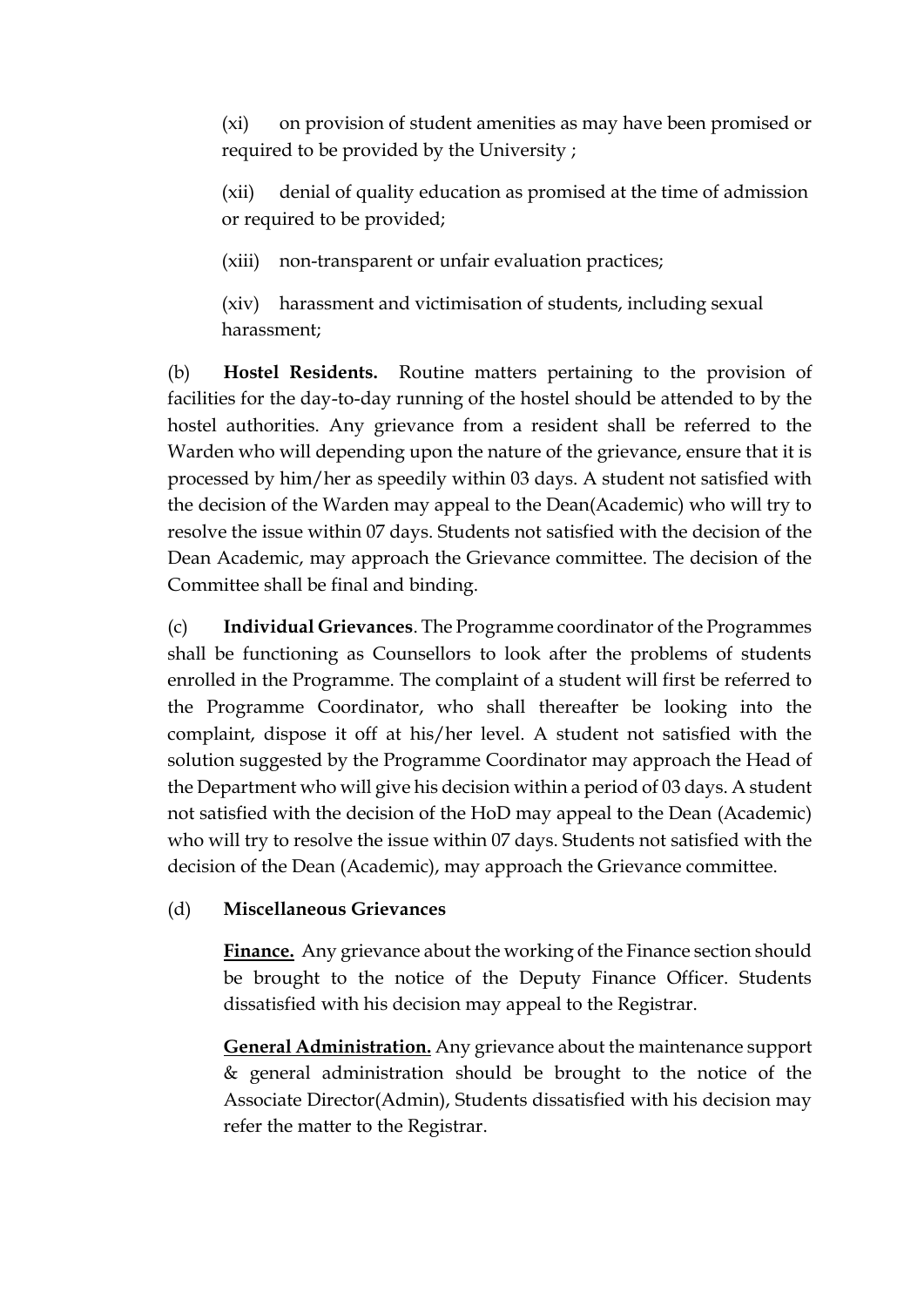(xi) on provision of student amenities as may have been promised or required to be provided by the University ;

(xii) denial of quality education as promised at the time of admission or required to be provided;

(xiii) non-transparent or unfair evaluation practices;

(xiv) harassment and victimisation of students, including sexual harassment;

(b) **Hostel Residents.** Routine matters pertaining to the provision of facilities for the day-to-day running of the hostel should be attended to by the hostel authorities. Any grievance from a resident shall be referred to the Warden who will depending upon the nature of the grievance, ensure that it is processed by him/her as speedily within 03 days. A student not satisfied with the decision of the Warden may appeal to the Dean(Academic) who will try to resolve the issue within 07 days. Students not satisfied with the decision of the Dean Academic, may approach the Grievance committee. The decision of the Committee shall be final and binding.

(c) **Individual Grievances**. The Programme coordinator of the Programmes shall be functioning as Counsellors to look after the problems of students enrolled in the Programme. The complaint of a student will first be referred to the Programme Coordinator, who shall thereafter be looking into the complaint, dispose it off at his/her level. A student not satisfied with the solution suggested by the Programme Coordinator may approach the Head of the Department who will give his decision within a period of 03 days. A student not satisfied with the decision of the HoD may appeal to the Dean (Academic) who will try to resolve the issue within 07 days. Students not satisfied with the decision of the Dean (Academic), may approach the Grievance committee.

(d) **Miscellaneous Grievances**

**Finance.** Any grievance about the working of the Finance section should be brought to the notice of the Deputy Finance Officer. Students dissatisfied with his decision may appeal to the Registrar.

**General Administration.** Any grievance about the maintenance support & general administration should be brought to the notice of the Associate Director(Admin), Students dissatisfied with his decision may refer the matter to the Registrar.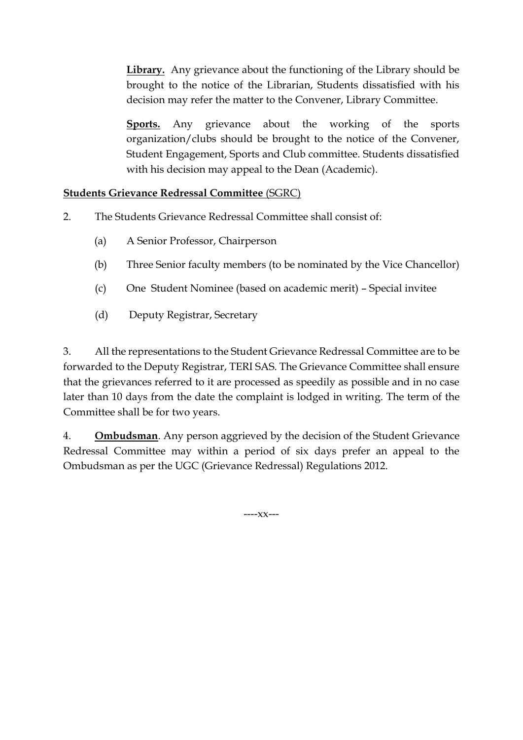**Library.** Any grievance about the functioning of the Library should be brought to the notice of the Librarian, Students dissatisfied with his decision may refer the matter to the Convener, Library Committee.

**Sports.** Any grievance about the working of the sports organization/clubs should be brought to the notice of the Convener, Student Engagement, Sports and Club committee. Students dissatisfied with his decision may appeal to the Dean (Academic).

**Students Grievance Redressal Committee** (SGRC)

2. The Students Grievance Redressal Committee shall consist of:

(a) A Senior Professor, Chairperson

(b) Three Senior faculty members (to be nominated by the Vice Chancellor)

(c) One Student Nominee (based on academic merit) – Special invitee

(d) Deputy Registrar, Secretary

3. All the representations to the Student Grievance Redressal Committee are to be forwarded to the Deputy Registrar, TERI SAS. The Grievance Committee shall ensure that the grievances referred to it are processed as speedily as possible and in no case later than 10 days from the date the complaint is lodged in writing. The term of the Committee shall be for two years.

4. **Ombudsman**. Any person aggrieved by the decision of the Student Grievance Redressal Committee may within a period of six days prefer an appeal to the Ombudsman as per the UGC (Grievance Redressal) Regulations 2012.

----xx---